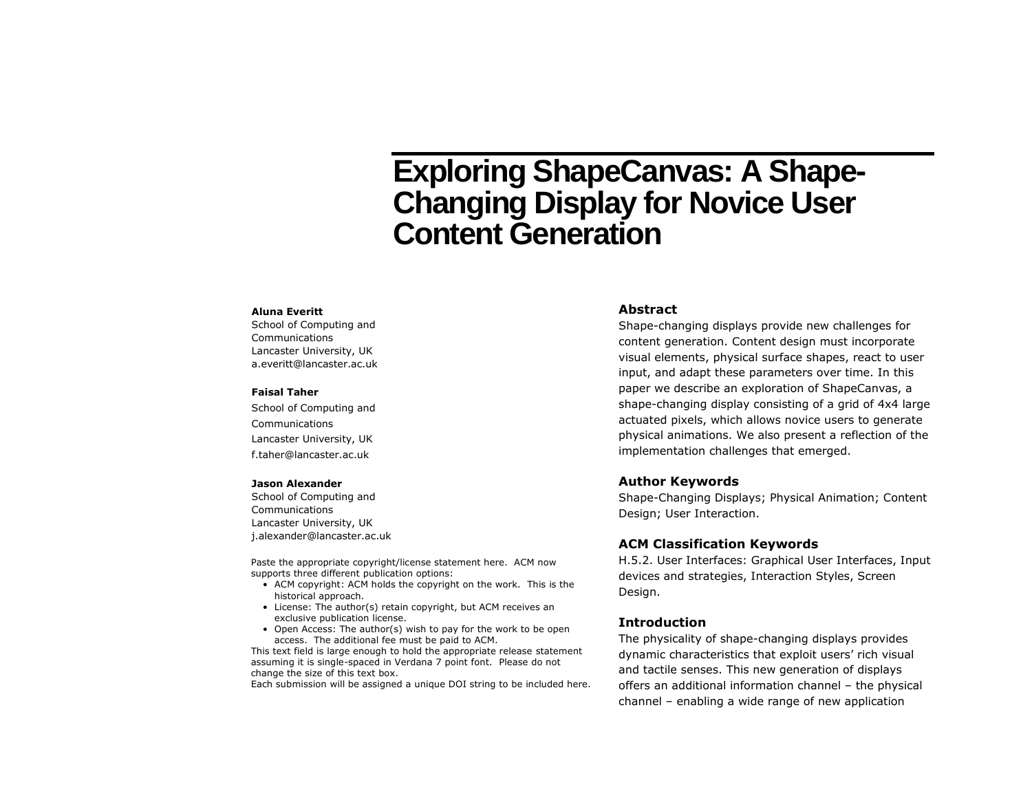# Exploring ShapeCanvas: A Shape-Changing Display for Novice User Content Generation

**Aluna Everitt**
School of Computing and Communications
Lancaster University, UK
a.everitt@lancaster.ac.uk

**Faisal Taher**
School of Computing and Communications
Lancaster University, UK
f.taher@lancaster.ac.uk

**Jason Alexander**
School of Computing and Communications
Lancaster University, UK
j.alexander@lancaster.ac.uk

Paste the appropriate copyright/license statement here. ACM now supports three different publication options:

- ACM copyright: ACM holds the copyright on the work. This is the historical approach.
- License: The author(s) retain copyright, but ACM receives an exclusive publication license.
- Open Access: The author(s) wish to pay for the work to be open access. The additional fee must be paid to ACM.

This text field is large enough to hold the appropriate release statement assuming it is single-spaced in Verdana 7 point font. Please do not change the size of this text box.
Each submission will be assigned a unique DOI string to be included here.

## Abstract

Shape-changing displays provide new challenges for content generation. Content design must incorporate visual elements, physical surface shapes, react to user input, and adapt these parameters over time. In this paper we describe an exploration of ShapeCanvas, a shape-changing display consisting of a grid of 4x4 large actuated pixels, which allows novice users to generate physical animations. We also present a reflection of the implementation challenges that emerged.

## Author Keywords

Shape-Changing Displays; Physical Animation; Content Design; User Interaction.

## ACM Classification Keywords

H.5.2. User Interfaces: Graphical User Interfaces, Input devices and strategies, Interaction Styles, Screen Design.

## Introduction

The physicality of shape-changing displays provides dynamic characteristics that exploit users' rich visual and tactile senses. This new generation of displays offers an additional information channel – the physical channel – enabling a wide range of new application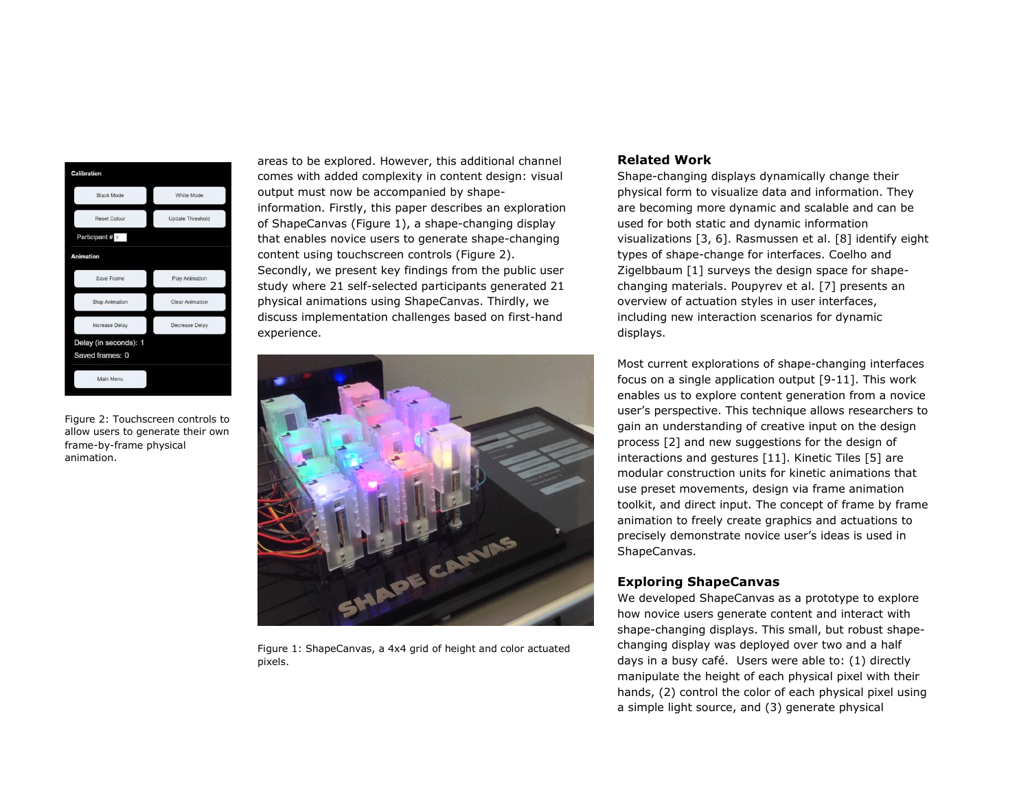areas to be explored. However, this additional channel comes with added complexity in content design: visual output must now be accompanied by shape-information. Firstly, this paper describes an exploration of ShapeCanvas (Figure 1), a shape-changing display that enables novice users to generate shape-changing content using touchscreen controls (Figure 2). Secondly, we present key findings from the public user study where 21 self-selected participants generated 21 physical animations using ShapeCanvas. Thirdly, we discuss implementation challenges based on first-hand experience.

Figure 2: Touchscreen controls to allow users to generate their own frame-by-frame physical animation.

Figure 1: ShapeCanvas, a 4x4 grid of height and color actuated pixels.

## Related Work

Shape-changing displays dynamically change their physical form to visualize data and information. They are becoming more dynamic and scalable and can be used for both static and dynamic information visualizations [3, 6]. Rasmussen et al. [8] identify eight types of shape-change for interfaces. Coelho and Zigelbbaum [1] surveys the design space for shape-changing materials. Poupyrev et al. [7] presents an overview of actuation styles in user interfaces, including new interaction scenarios for dynamic displays.

Most current explorations of shape-changing interfaces focus on a single application output [9-11]. This work enables us to explore content generation from a novice user's perspective. This technique allows researchers to gain an understanding of creative input on the design process [2] and new suggestions for the design of interactions and gestures [11]. Kinetic Tiles [5] are modular construction units for kinetic animations that use preset movements, design via frame animation toolkit, and direct input. The concept of frame by frame animation to freely create graphics and actuations to precisely demonstrate novice user's ideas is used in ShapeCanvas.

## Exploring ShapeCanvas

We developed ShapeCanvas as a prototype to explore how novice users generate content and interact with shape-changing displays. This small, but robust shape-changing display was deployed over two and a half days in a busy café. Users were able to: (1) directly manipulate the height of each physical pixel with their hands, (2) control the color of each physical pixel using a simple light source, and (3) generate physical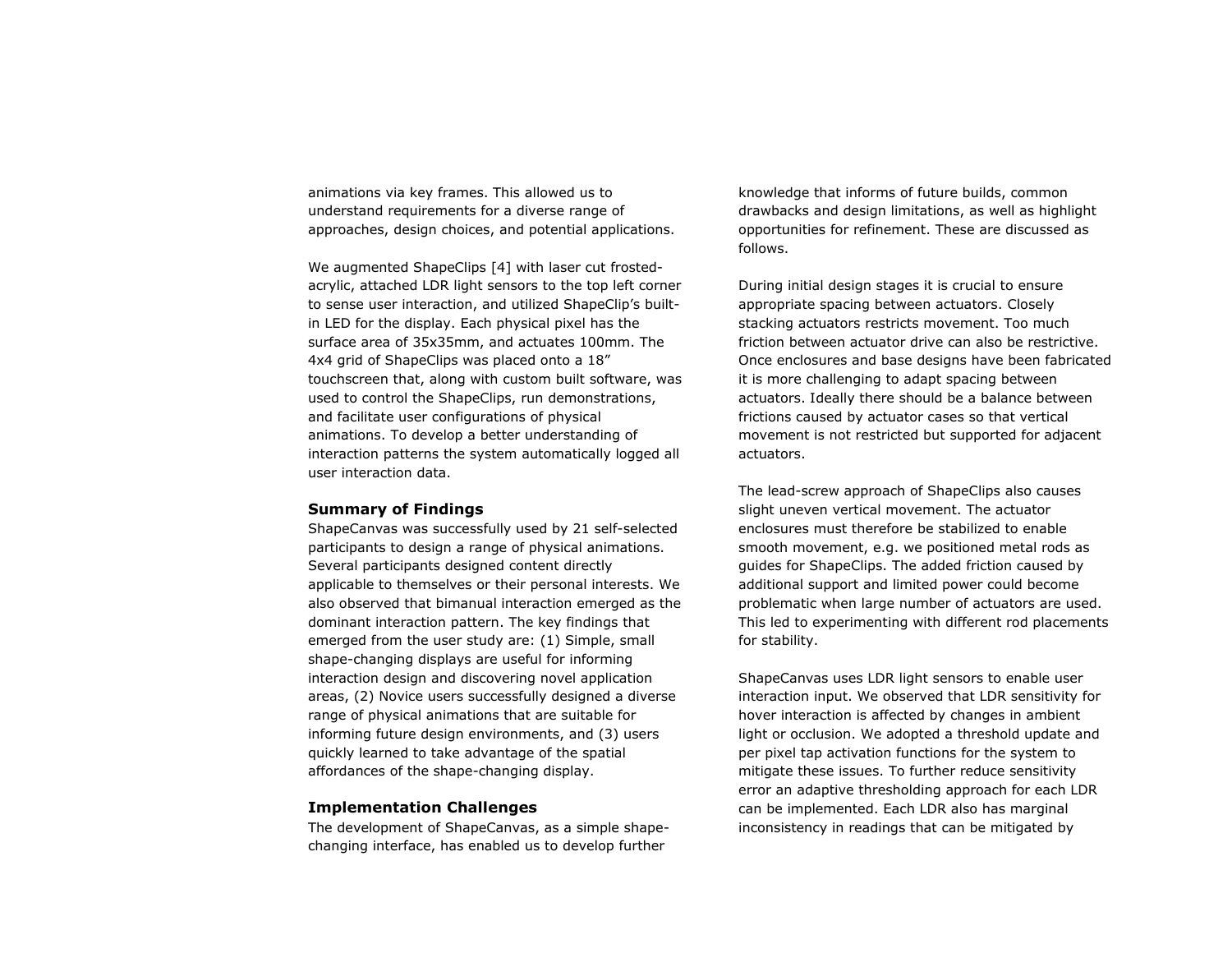animations via key frames. This allowed us to understand requirements for a diverse range of approaches, design choices, and potential applications.

We augmented ShapeClips [4] with laser cut frosted-acrylic, attached LDR light sensors to the top left corner to sense user interaction, and utilized ShapeClip's built-in LED for the display. Each physical pixel has the surface area of 35x35mm, and actuates 100mm. The 4x4 grid of ShapeClips was placed onto a 18" touchscreen that, along with custom built software, was used to control the ShapeClips, run demonstrations, and facilitate user configurations of physical animations. To develop a better understanding of interaction patterns the system automatically logged all user interaction data.

### Summary of Findings

ShapeCanvas was successfully used by 21 self-selected participants to design a range of physical animations. Several participants designed content directly applicable to themselves or their personal interests. We also observed that bimanual interaction emerged as the dominant interaction pattern. The key findings that emerged from the user study are: (1) Simple, small shape-changing displays are useful for informing interaction design and discovering novel application areas, (2) Novice users successfully designed a diverse range of physical animations that are suitable for informing future design environments, and (3) users quickly learned to take advantage of the spatial affordances of the shape-changing display.

### Implementation Challenges

The development of ShapeCanvas, as a simple shape-changing interface, has enabled us to develop further knowledge that informs of future builds, common drawbacks and design limitations, as well as highlight opportunities for refinement. These are discussed as follows.

During initial design stages it is crucial to ensure appropriate spacing between actuators. Closely stacking actuators restricts movement. Too much friction between actuator drive can also be restrictive. Once enclosures and base designs have been fabricated it is more challenging to adapt spacing between actuators. Ideally there should be a balance between frictions caused by actuator cases so that vertical movement is not restricted but supported for adjacent actuators.

The lead-screw approach of ShapeClips also causes slight uneven vertical movement. The actuator enclosures must therefore be stabilized to enable smooth movement, e.g. we positioned metal rods as guides for ShapeClips. The added friction caused by additional support and limited power could become problematic when large number of actuators are used. This led to experimenting with different rod placements for stability.

ShapeCanvas uses LDR light sensors to enable user interaction input. We observed that LDR sensitivity for hover interaction is affected by changes in ambient light or occlusion. We adopted a threshold update and per pixel tap activation functions for the system to mitigate these issues. To further reduce sensitivity error an adaptive thresholding approach for each LDR can be implemented. Each LDR also has marginal inconsistency in readings that can be mitigated by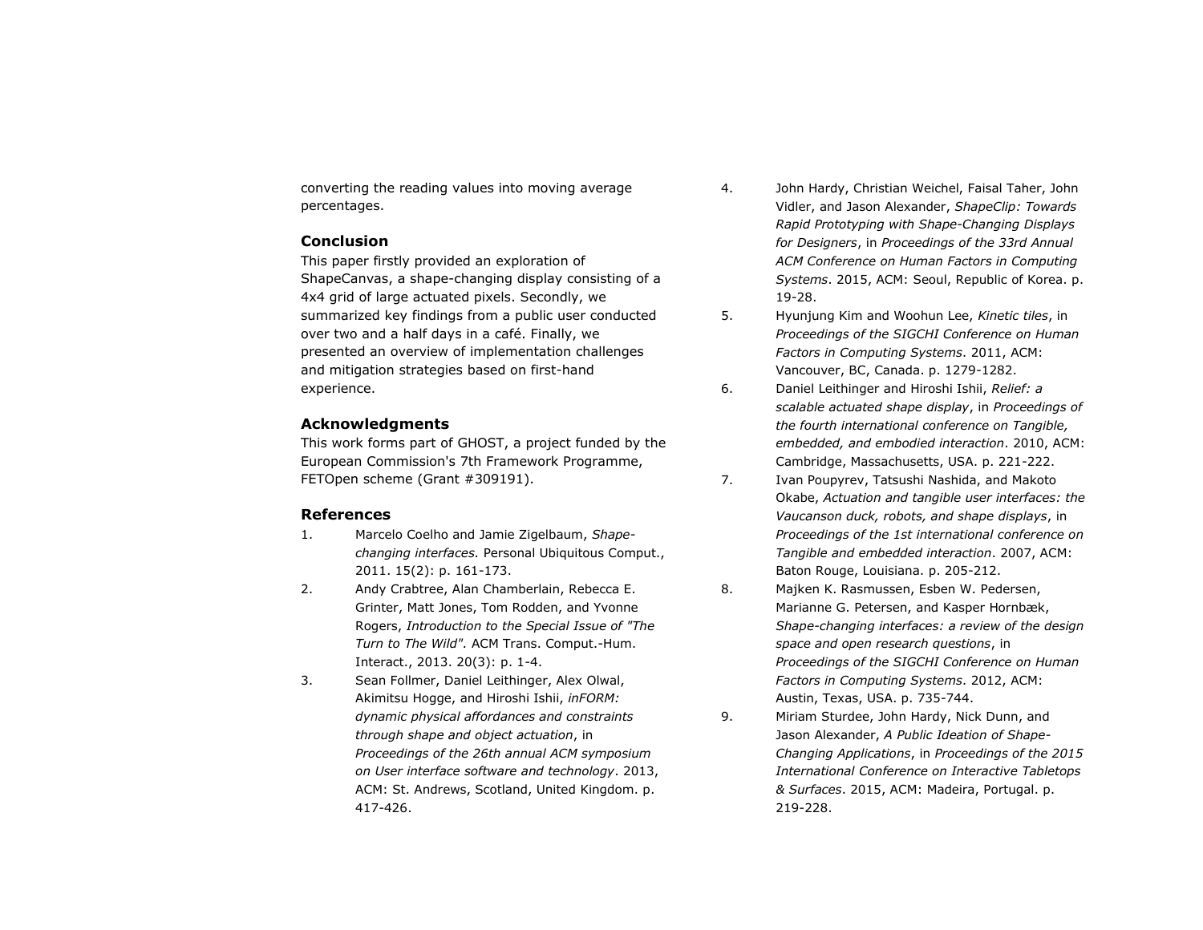converting the reading values into moving average percentages.

## Conclusion

This paper firstly provided an exploration of ShapeCanvas, a shape-changing display consisting of a 4x4 grid of large actuated pixels. Secondly, we summarized key findings from a public user conducted over two and a half days in a café. Finally, we presented an overview of implementation challenges and mitigation strategies based on first-hand experience.

## Acknowledgments

This work forms part of GHOST, a project funded by the European Commission's 7th Framework Programme, FETOpen scheme (Grant #309191).

## References

1. Marcelo Coelho and Jamie Zigelbaum, *Shape-changing interfaces.* Personal Ubiquitous Comput., 2011. 15(2): p. 161-173.
2. Andy Crabtree, Alan Chamberlain, Rebecca E. Grinter, Matt Jones, Tom Rodden, and Yvonne Rogers, *Introduction to the Special Issue of "The Turn to The Wild".* ACM Trans. Comput.-Hum. Interact., 2013. 20(3): p. 1-4.
3. Sean Follmer, Daniel Leithinger, Alex Olwal, Akimitsu Hogge, and Hiroshi Ishii, *inFORM: dynamic physical affordances and constraints through shape and object actuation*, in *Proceedings of the 26th annual ACM symposium on User interface software and technology*. 2013, ACM: St. Andrews, Scotland, United Kingdom. p. 417-426.
4. John Hardy, Christian Weichel, Faisal Taher, John Vidler, and Jason Alexander, *ShapeClip: Towards Rapid Prototyping with Shape-Changing Displays for Designers*, in *Proceedings of the 33rd Annual ACM Conference on Human Factors in Computing Systems*. 2015, ACM: Seoul, Republic of Korea. p. 19-28.
5. Hyunjung Kim and Woohun Lee, *Kinetic tiles*, in *Proceedings of the SIGCHI Conference on Human Factors in Computing Systems*. 2011, ACM: Vancouver, BC, Canada. p. 1279-1282.
6. Daniel Leithinger and Hiroshi Ishii, *Relief: a scalable actuated shape display*, in *Proceedings of the fourth international conference on Tangible, embedded, and embodied interaction*. 2010, ACM: Cambridge, Massachusetts, USA. p. 221-222.
7. Ivan Poupyrev, Tatsushi Nashida, and Makoto Okabe, *Actuation and tangible user interfaces: the Vaucanson duck, robots, and shape displays*, in *Proceedings of the 1st international conference on Tangible and embedded interaction*. 2007, ACM: Baton Rouge, Louisiana. p. 205-212.
8. Majken K. Rasmussen, Esben W. Pedersen, Marianne G. Petersen, and Kasper Hornbæk, *Shape-changing interfaces: a review of the design space and open research questions*, in *Proceedings of the SIGCHI Conference on Human Factors in Computing Systems*. 2012, ACM: Austin, Texas, USA. p. 735-744.
9. Miriam Sturdee, John Hardy, Nick Dunn, and Jason Alexander, *A Public Ideation of Shape-Changing Applications*, in *Proceedings of the 2015 International Conference on Interactive Tabletops & Surfaces*. 2015, ACM: Madeira, Portugal. p. 219-228.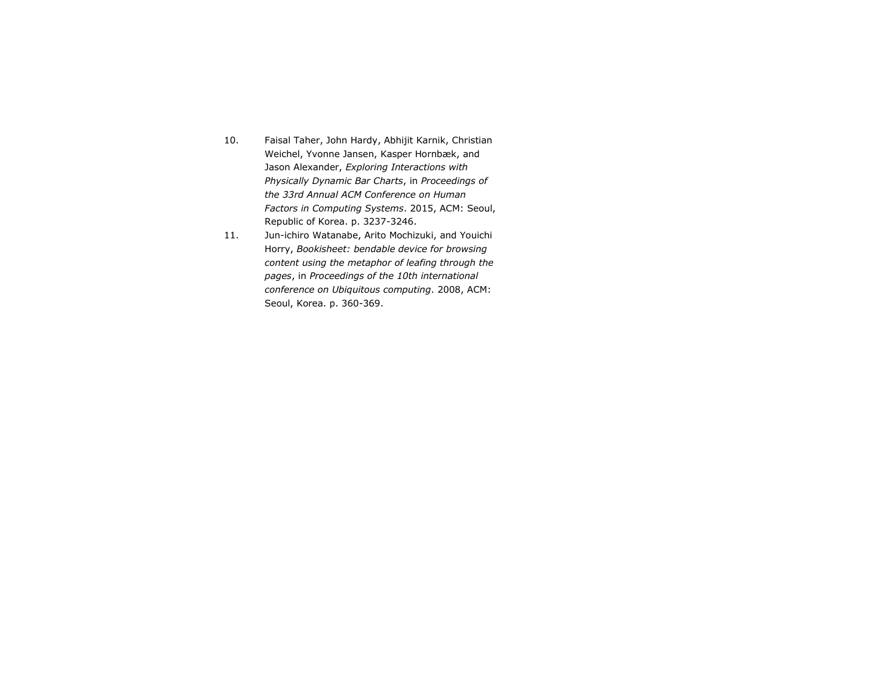10. Faisal Taher, John Hardy, Abhijit Karnik, Christian Weichel, Yvonne Jansen, Kasper Hornbæk, and Jason Alexander, *Exploring Interactions with Physically Dynamic Bar Charts*, in *Proceedings of the 33rd Annual ACM Conference on Human Factors in Computing Systems*. 2015, ACM: Seoul, Republic of Korea. p. 3237-3246.
11. Jun-ichiro Watanabe, Arito Mochizuki, and Youichi Horry, *Bookisheet: bendable device for browsing content using the metaphor of leafing through the pages*, in *Proceedings of the 10th international conference on Ubiquitous computing*. 2008, ACM: Seoul, Korea. p. 360-369.